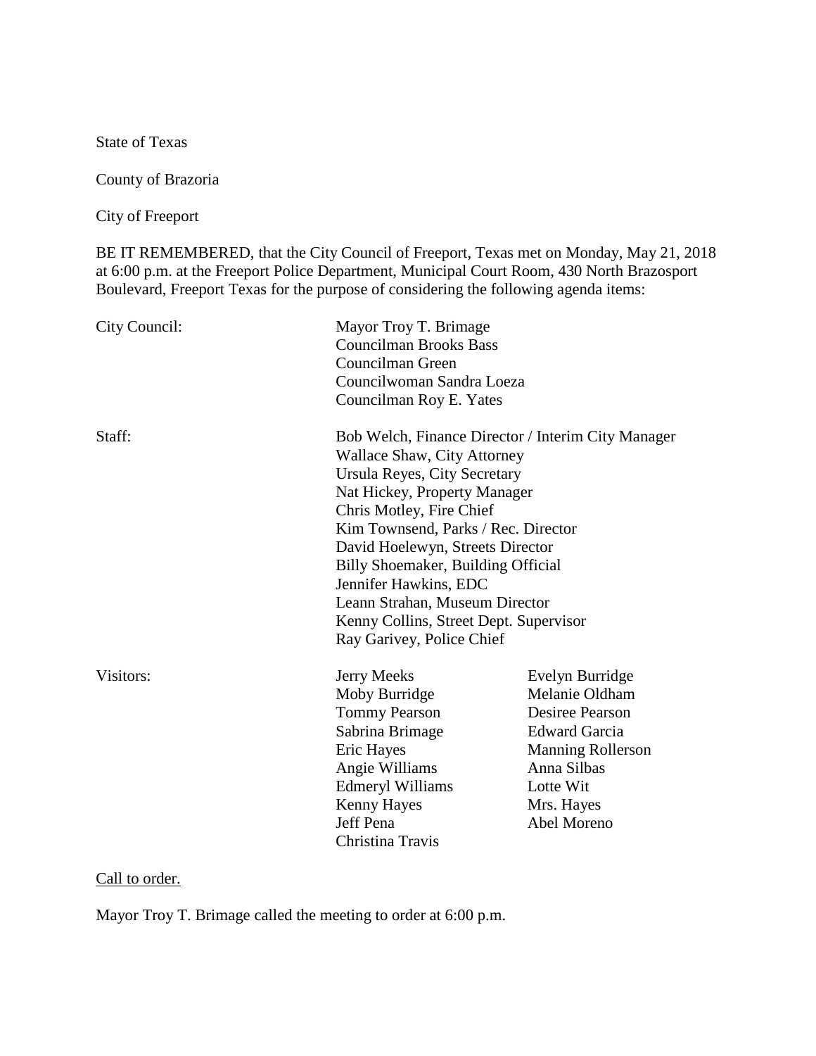State of Texas

County of Brazoria

City of Freeport

BE IT REMEMBERED, that the City Council of Freeport, Texas met on Monday, May 21, 2018 at 6:00 p.m. at the Freeport Police Department, Municipal Court Room, 430 North Brazosport Boulevard, Freeport Texas for the purpose of considering the following agenda items:

| | | |
|---|---|---|
| City Council: | Mayor Troy T. Brimage<br>Councilman Brooks Bass<br>Councilman Green<br>Councilwoman Sandra Loeza<br>Councilman Roy E. Yates | |
| Staff: | Bob Welch, Finance Director / Interim City Manager<br>Wallace Shaw, City Attorney<br>Ursula Reyes, City Secretary<br>Nat Hickey, Property Manager<br>Chris Motley, Fire Chief<br>Kim Townsend, Parks / Rec. Director<br>David Hoelewyn, Streets Director<br>Billy Shoemaker, Building Official<br>Jennifer Hawkins, EDC<br>Leann Strahan, Museum Director<br>Kenny Collins, Street Dept. Supervisor<br>Ray Garivey, Police Chief | |
| Visitors: | Jerry Meeks<br>Moby Burridge<br>Tommy Pearson<br>Sabrina Brimage<br>Eric Hayes<br>Angie Williams<br>Edmeryl Williams<br>Kenny Hayes<br>Jeff Pena<br>Christina Travis | Evelyn Burridge<br>Melanie Oldham<br>Desiree Pearson<br>Edward Garcia<br>Manning Rollerson<br>Anna Silbas<br>Lotte Wit<br>Mrs. Hayes<br>Abel Moreno |

Call to order.

Mayor Troy T. Brimage called the meeting to order at 6:00 p.m.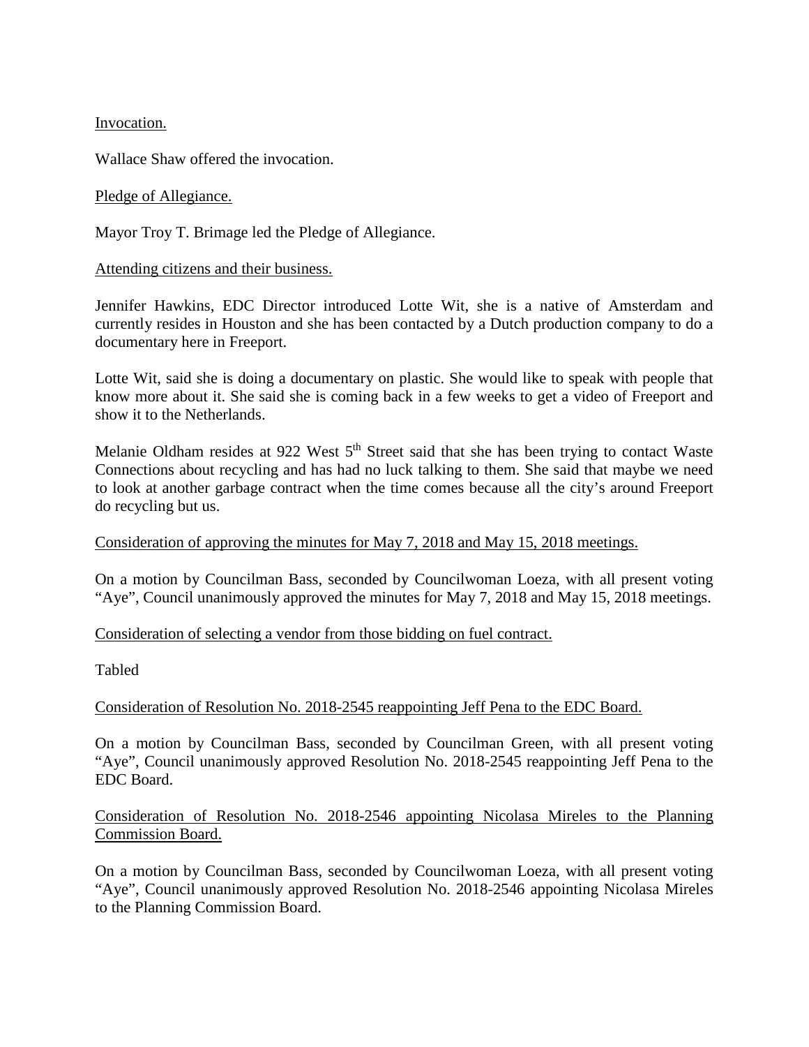Invocation.

Wallace Shaw offered the invocation.

Pledge of Allegiance.

Mayor Troy T. Brimage led the Pledge of Allegiance.

Attending citizens and their business.

Jennifer Hawkins, EDC Director introduced Lotte Wit, she is a native of Amsterdam and currently resides in Houston and she has been contacted by a Dutch production company to do a documentary here in Freeport.

Lotte Wit, said she is doing a documentary on plastic. She would like to speak with people that know more about it. She said she is coming back in a few weeks to get a video of Freeport and show it to the Netherlands.

Melanie Oldham resides at 922 West 5th Street said that she has been trying to contact Waste Connections about recycling and has had no luck talking to them. She said that maybe we need to look at another garbage contract when the time comes because all the city's around Freeport do recycling but us.

Consideration of approving the minutes for May 7, 2018 and May 15, 2018 meetings.

On a motion by Councilman Bass, seconded by Councilwoman Loeza, with all present voting "Aye", Council unanimously approved the minutes for May 7, 2018 and May 15, 2018 meetings.

Consideration of selecting a vendor from those bidding on fuel contract.

Tabled

Consideration of Resolution No. 2018-2545 reappointing Jeff Pena to the EDC Board.

On a motion by Councilman Bass, seconded by Councilman Green, with all present voting "Aye", Council unanimously approved Resolution No. 2018-2545 reappointing Jeff Pena to the EDC Board.

Consideration of Resolution No. 2018-2546 appointing Nicolasa Mireles to the Planning Commission Board.

On a motion by Councilman Bass, seconded by Councilwoman Loeza, with all present voting "Aye", Council unanimously approved Resolution No. 2018-2546 appointing Nicolasa Mireles to the Planning Commission Board.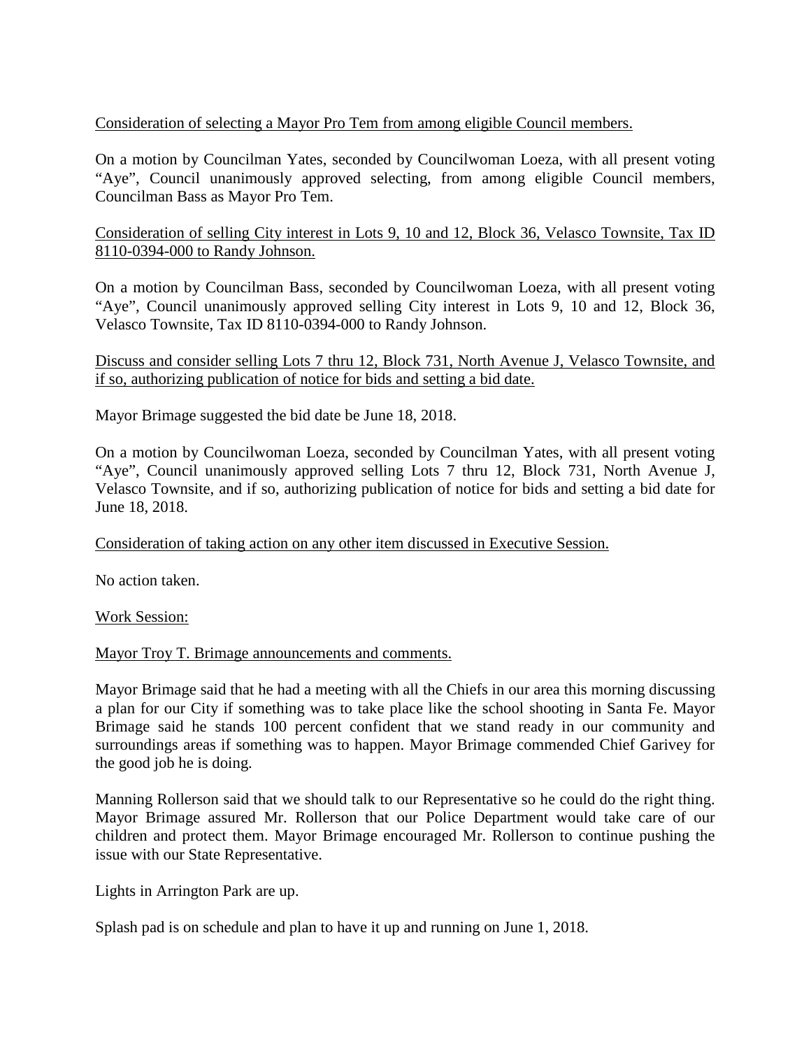<u>Consideration of selecting a Mayor Pro Tem from among eligible Council members.</u>

On a motion by Councilman Yates, seconded by Councilwoman Loeza, with all present voting "Aye", Council unanimously approved selecting, from among eligible Council members, Councilman Bass as Mayor Pro Tem.

<u>Consideration of selling City interest in Lots 9, 10 and 12, Block 36, Velasco Townsite, Tax ID 8110-0394-000 to Randy Johnson.</u>

On a motion by Councilman Bass, seconded by Councilwoman Loeza, with all present voting "Aye", Council unanimously approved selling City interest in Lots 9, 10 and 12, Block 36, Velasco Townsite, Tax ID 8110-0394-000 to Randy Johnson.

<u>Discuss and consider selling Lots 7 thru 12, Block 731, North Avenue J, Velasco Townsite, and if so, authorizing publication of notice for bids and setting a bid date.</u>

Mayor Brimage suggested the bid date be June 18, 2018.

On a motion by Councilwoman Loeza, seconded by Councilman Yates, with all present voting "Aye", Council unanimously approved selling Lots 7 thru 12, Block 731, North Avenue J, Velasco Townsite, and if so, authorizing publication of notice for bids and setting a bid date for June 18, 2018.

<u>Consideration of taking action on any other item discussed in Executive Session.</u>

No action taken.

<u>Work Session:</u>

<u>Mayor Troy T. Brimage announcements and comments.</u>

Mayor Brimage said that he had a meeting with all the Chiefs in our area this morning discussing a plan for our City if something was to take place like the school shooting in Santa Fe. Mayor Brimage said he stands 100 percent confident that we stand ready in our community and surroundings areas if something was to happen. Mayor Brimage commended Chief Garivey for the good job he is doing.

Manning Rollerson said that we should talk to our Representative so he could do the right thing. Mayor Brimage assured Mr. Rollerson that our Police Department would take care of our children and protect them. Mayor Brimage encouraged Mr. Rollerson to continue pushing the issue with our State Representative.

Lights in Arrington Park are up.

Splash pad is on schedule and plan to have it up and running on June 1, 2018.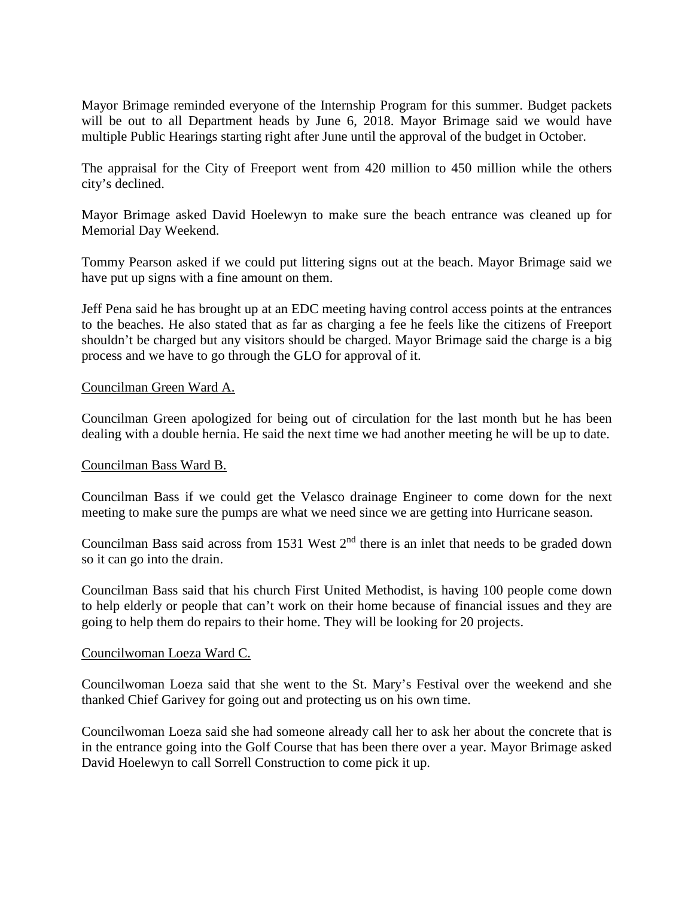Mayor Brimage reminded everyone of the Internship Program for this summer. Budget packets will be out to all Department heads by June 6, 2018. Mayor Brimage said we would have multiple Public Hearings starting right after June until the approval of the budget in October.

The appraisal for the City of Freeport went from 420 million to 450 million while the others city's declined.

Mayor Brimage asked David Hoelewyn to make sure the beach entrance was cleaned up for Memorial Day Weekend.

Tommy Pearson asked if we could put littering signs out at the beach. Mayor Brimage said we have put up signs with a fine amount on them.

Jeff Pena said he has brought up at an EDC meeting having control access points at the entrances to the beaches. He also stated that as far as charging a fee he feels like the citizens of Freeport shouldn't be charged but any visitors should be charged. Mayor Brimage said the charge is a big process and we have to go through the GLO for approval of it.

<u>Councilman Green Ward A.</u>

Councilman Green apologized for being out of circulation for the last month but he has been dealing with a double hernia. He said the next time we had another meeting he will be up to date.

<u>Councilman Bass Ward B.</u>

Councilman Bass if we could get the Velasco drainage Engineer to come down for the next meeting to make sure the pumps are what we need since we are getting into Hurricane season.

Councilman Bass said across from 1531 West 2nd there is an inlet that needs to be graded down so it can go into the drain.

Councilman Bass said that his church First United Methodist, is having 100 people come down to help elderly or people that can't work on their home because of financial issues and they are going to help them do repairs to their home. They will be looking for 20 projects.

<u>Councilwoman Loeza Ward C.</u>

Councilwoman Loeza said that she went to the St. Mary's Festival over the weekend and she thanked Chief Garivey for going out and protecting us on his own time.

Councilwoman Loeza said she had someone already call her to ask her about the concrete that is in the entrance going into the Golf Course that has been there over a year. Mayor Brimage asked David Hoelewyn to call Sorrell Construction to come pick it up.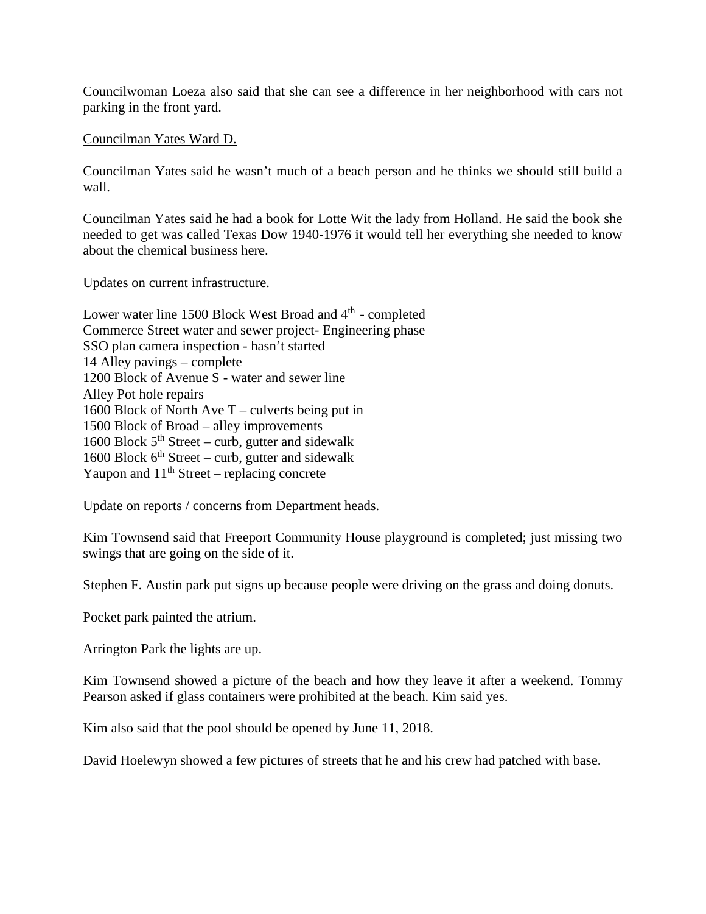Councilwoman Loeza also said that she can see a difference in her neighborhood with cars not parking in the front yard.

<u>Councilman Yates Ward D.</u>

Councilman Yates said he wasn't much of a beach person and he thinks we should still build a wall.

Councilman Yates said he had a book for Lotte Wit the lady from Holland. He said the book she needed to get was called Texas Dow 1940-1976 it would tell her everything she needed to know about the chemical business here.

<u>Updates on current infrastructure.</u>

Lower water line 1500 Block West Broad and 4th - completed
Commerce Street water and sewer project- Engineering phase
SSO plan camera inspection - hasn't started
14 Alley pavings – complete
1200 Block of Avenue S - water and sewer line
Alley Pot hole repairs
1600 Block of North Ave T – culverts being put in
1500 Block of Broad – alley improvements
1600 Block 5th Street – curb, gutter and sidewalk
1600 Block 6th Street – curb, gutter and sidewalk
Yaupon and 11th Street – replacing concrete

<u>Update on reports / concerns from Department heads.</u>

Kim Townsend said that Freeport Community House playground is completed; just missing two swings that are going on the side of it.

Stephen F. Austin park put signs up because people were driving on the grass and doing donuts.

Pocket park painted the atrium.

Arrington Park the lights are up.

Kim Townsend showed a picture of the beach and how they leave it after a weekend. Tommy Pearson asked if glass containers were prohibited at the beach. Kim said yes.

Kim also said that the pool should be opened by June 11, 2018.

David Hoelewyn showed a few pictures of streets that he and his crew had patched with base.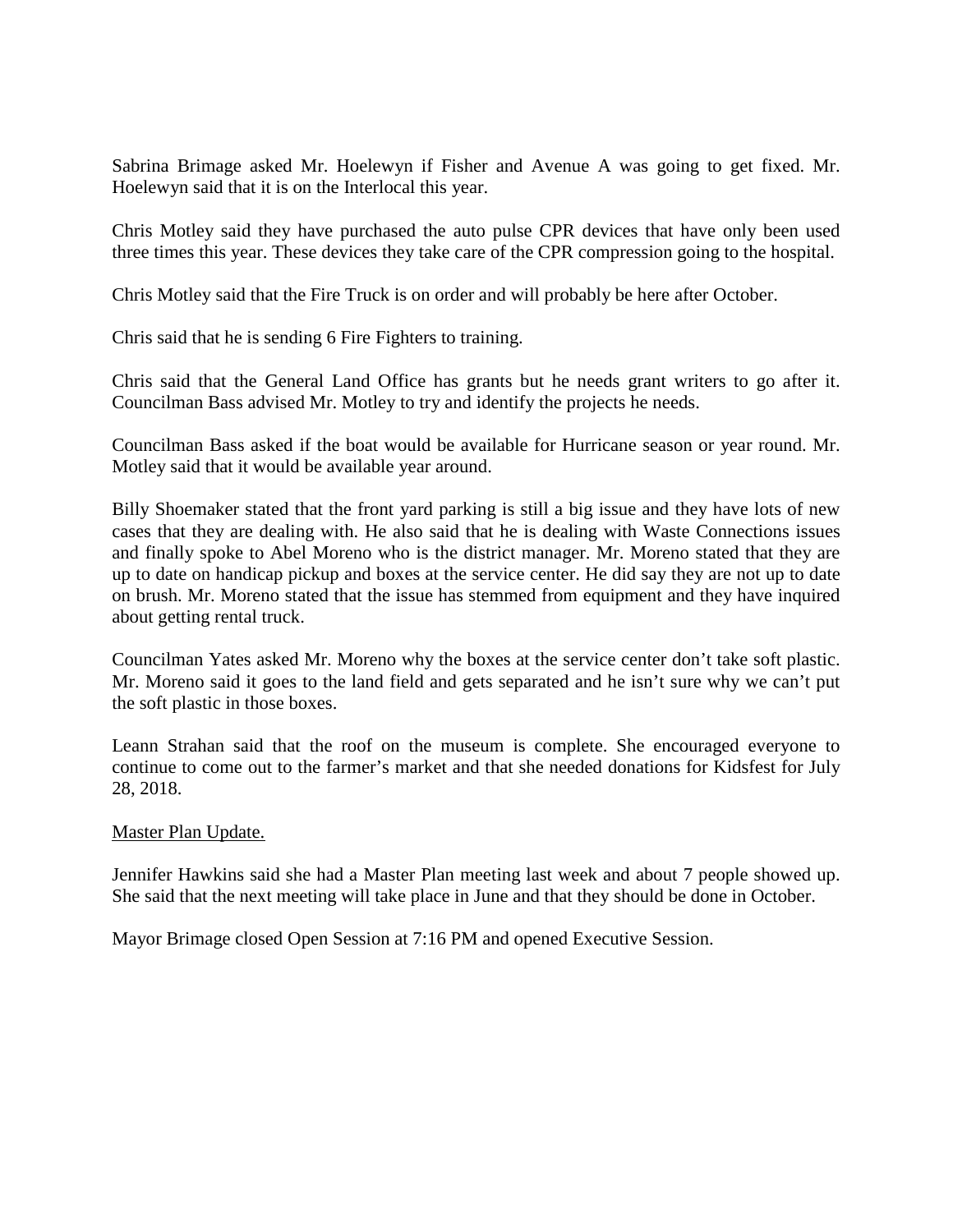Sabrina Brimage asked Mr. Hoelewyn if Fisher and Avenue A was going to get fixed. Mr. Hoelewyn said that it is on the Interlocal this year.

Chris Motley said they have purchased the auto pulse CPR devices that have only been used three times this year. These devices they take care of the CPR compression going to the hospital.

Chris Motley said that the Fire Truck is on order and will probably be here after October.

Chris said that he is sending 6 Fire Fighters to training.

Chris said that the General Land Office has grants but he needs grant writers to go after it. Councilman Bass advised Mr. Motley to try and identify the projects he needs.

Councilman Bass asked if the boat would be available for Hurricane season or year round. Mr. Motley said that it would be available year around.

Billy Shoemaker stated that the front yard parking is still a big issue and they have lots of new cases that they are dealing with. He also said that he is dealing with Waste Connections issues and finally spoke to Abel Moreno who is the district manager. Mr. Moreno stated that they are up to date on handicap pickup and boxes at the service center. He did say they are not up to date on brush. Mr. Moreno stated that the issue has stemmed from equipment and they have inquired about getting rental truck.

Councilman Yates asked Mr. Moreno why the boxes at the service center don't take soft plastic. Mr. Moreno said it goes to the land field and gets separated and he isn't sure why we can't put the soft plastic in those boxes.

Leann Strahan said that the roof on the museum is complete. She encouraged everyone to continue to come out to the farmer's market and that she needed donations for Kidsfest for July 28, 2018.

<u>Master Plan Update.</u>

Jennifer Hawkins said she had a Master Plan meeting last week and about 7 people showed up. She said that the next meeting will take place in June and that they should be done in October.

Mayor Brimage closed Open Session at 7:16 PM and opened Executive Session.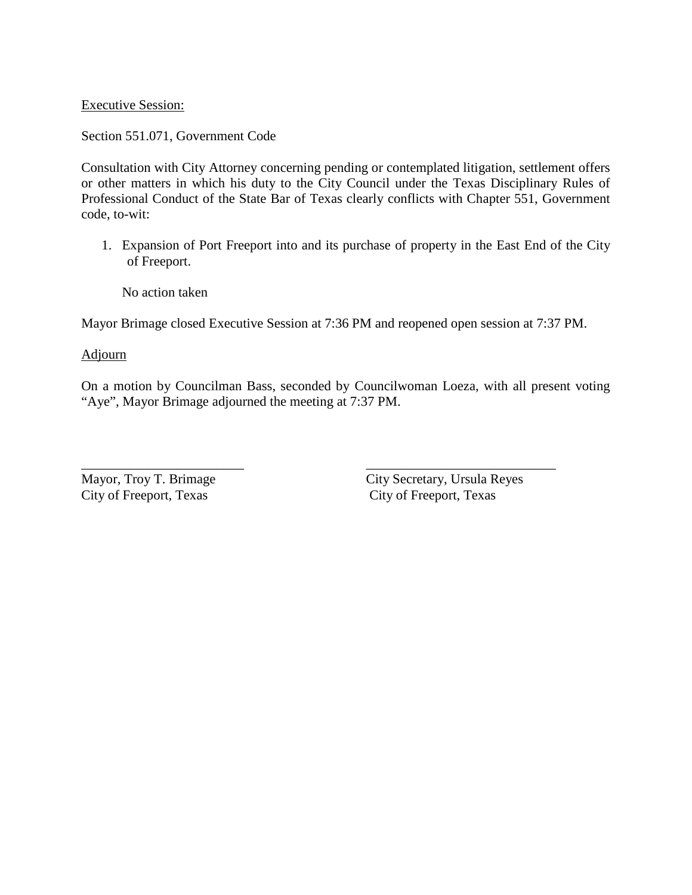Executive Session:

Section 551.071, Government Code

Consultation with City Attorney concerning pending or contemplated litigation, settlement offers or other matters in which his duty to the City Council under the Texas Disciplinary Rules of Professional Conduct of the State Bar of Texas clearly conflicts with Chapter 551, Government code, to-wit:

1. Expansion of Port Freeport into and its purchase of property in the East End of the City of Freeport.

   No action taken

Mayor Brimage closed Executive Session at 7:36 PM and reopened open session at 7:37 PM.

Adjourn

On a motion by Councilman Bass, seconded by Councilwoman Loeza, with all present voting "Aye", Mayor Brimage adjourned the meeting at 7:37 PM.

\_\_\_\_\_\_\_\_\_\_\_\_\_\_\_\_\_\_\_\_\_\_\_\_
Mayor, Troy T. Brimage
City of Freeport, Texas

\_\_\_\_\_\_\_\_\_\_\_\_\_\_\_\_\_\_\_\_\_\_\_\_\_\_\_\_
City Secretary, Ursula Reyes
City of Freeport, Texas